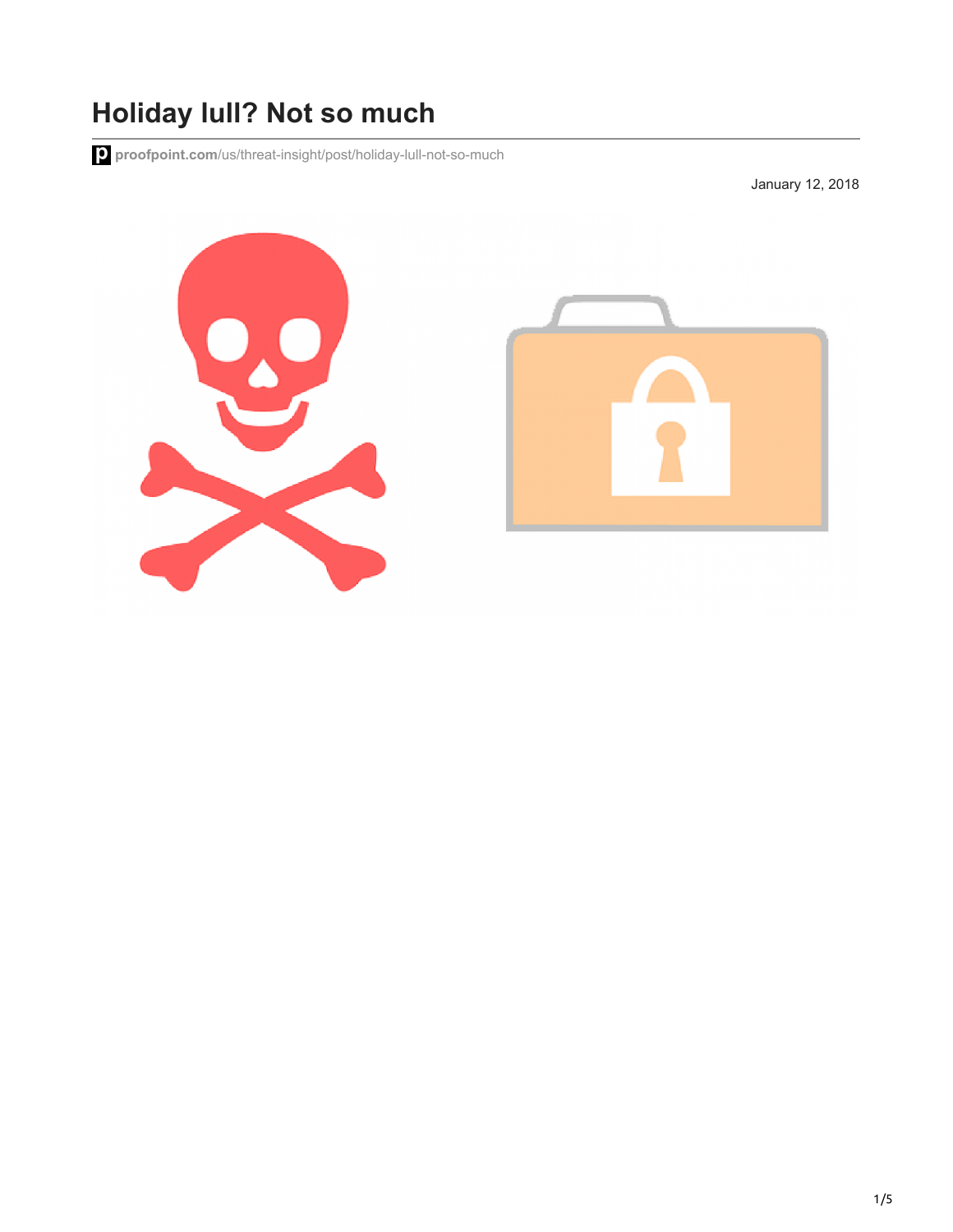# Holiday lull? Not so much

proofpoint.com/us/threat-insight/post/holiday-lull-not-so-much

January 12, 2018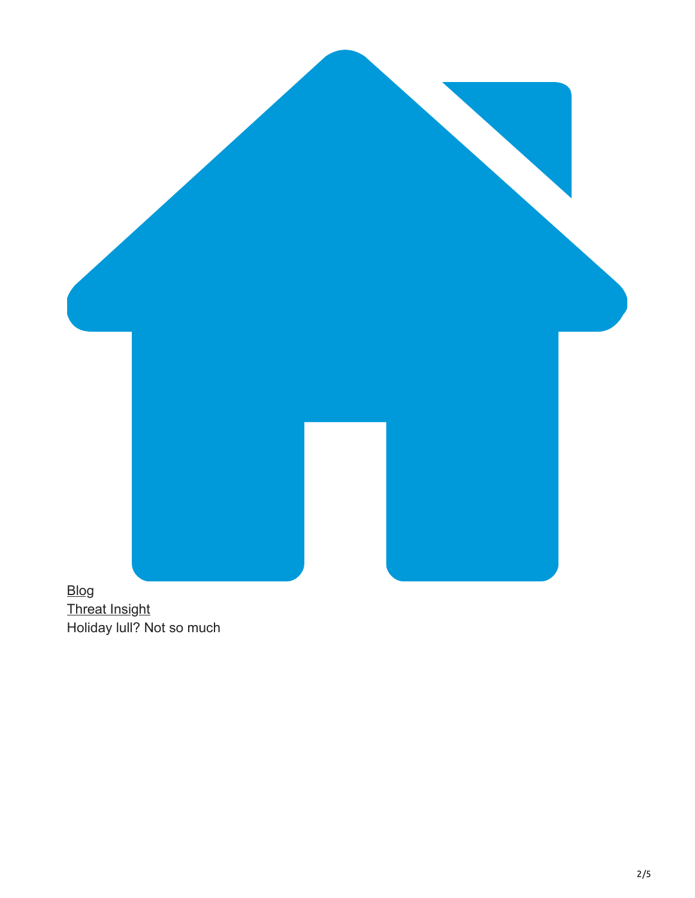[Blog](#)
[Threat Insight](#)
Holiday lull? Not so much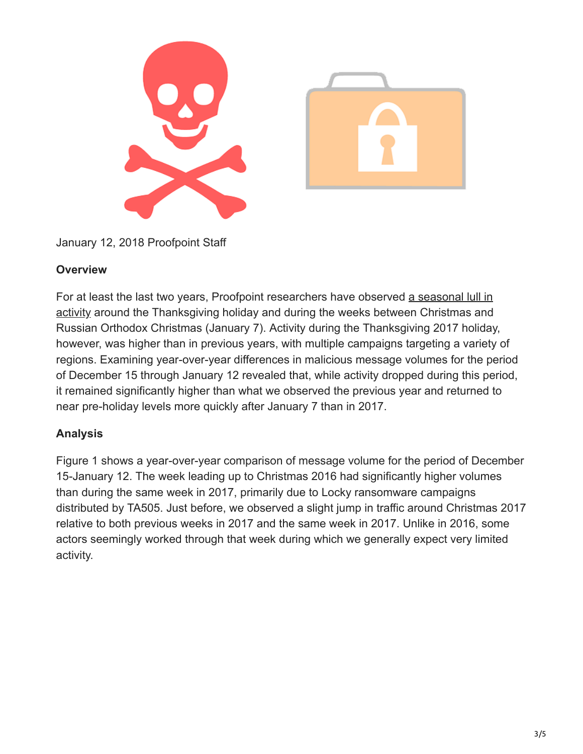January 12, 2018 Proofpoint Staff

**Overview**

For at least the last two years, Proofpoint researchers have observed a seasonal lull in activity around the Thanksgiving holiday and during the weeks between Christmas and Russian Orthodox Christmas (January 7). Activity during the Thanksgiving 2017 holiday, however, was higher than in previous years, with multiple campaigns targeting a variety of regions. Examining year-over-year differences in malicious message volumes for the period of December 15 through January 12 revealed that, while activity dropped during this period, it remained significantly higher than what we observed the previous year and returned to near pre-holiday levels more quickly after January 7 than in 2017.

**Analysis**

Figure 1 shows a year-over-year comparison of message volume for the period of December 15-January 12. The week leading up to Christmas 2016 had significantly higher volumes than during the same week in 2017, primarily due to Locky ransomware campaigns distributed by TA505. Just before, we observed a slight jump in traffic around Christmas 2017 relative to both previous weeks in 2017 and the same week in 2017. Unlike in 2016, some actors seemingly worked through that week during which we generally expect very limited activity.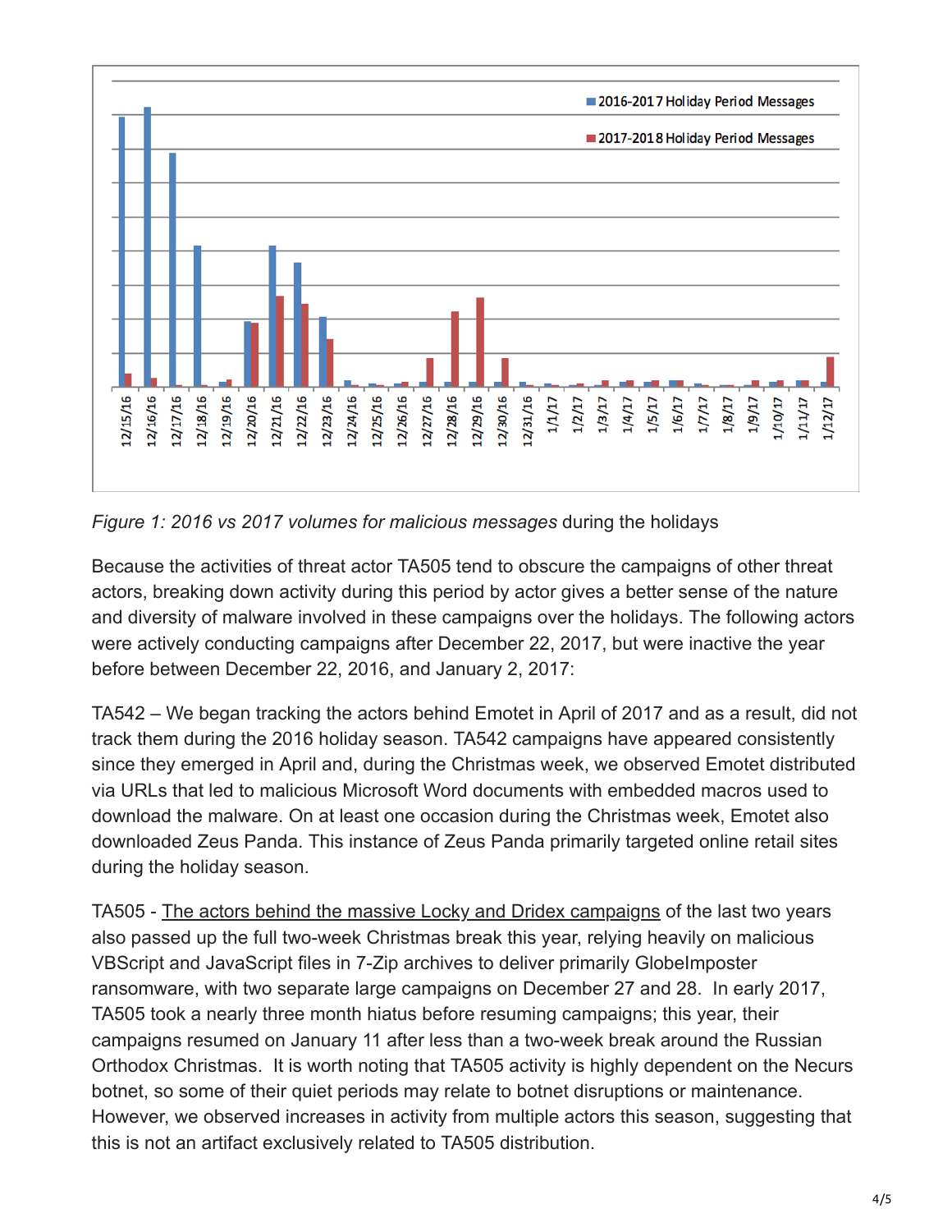*Figure 1: 2016 vs 2017 volumes for malicious messages* during the holidays

Because the activities of threat actor TA505 tend to obscure the campaigns of other threat actors, breaking down activity during this period by actor gives a better sense of the nature and diversity of malware involved in these campaigns over the holidays. The following actors were actively conducting campaigns after December 22, 2017, but were inactive the year before between December 22, 2016, and January 2, 2017:

TA542 – We began tracking the actors behind Emotet in April of 2017 and as a result, did not track them during the 2016 holiday season. TA542 campaigns have appeared consistently since they emerged in April and, during the Christmas week, we observed Emotet distributed via URLs that led to malicious Microsoft Word documents with embedded macros used to download the malware. On at least one occasion during the Christmas week, Emotet also downloaded Zeus Panda. This instance of Zeus Panda primarily targeted online retail sites during the holiday season.

TA505 - The actors behind the massive Locky and Dridex campaigns of the last two years also passed up the full two-week Christmas break this year, relying heavily on malicious VBScript and JavaScript files in 7-Zip archives to deliver primarily GlobeImposter ransomware, with two separate large campaigns on December 27 and 28. In early 2017, TA505 took a nearly three month hiatus before resuming campaigns; this year, their campaigns resumed on January 11 after less than a two-week break around the Russian Orthodox Christmas. It is worth noting that TA505 activity is highly dependent on the Necurs botnet, so some of their quiet periods may relate to botnet disruptions or maintenance. However, we observed increases in activity from multiple actors this season, suggesting that this is not an artifact exclusively related to TA505 distribution.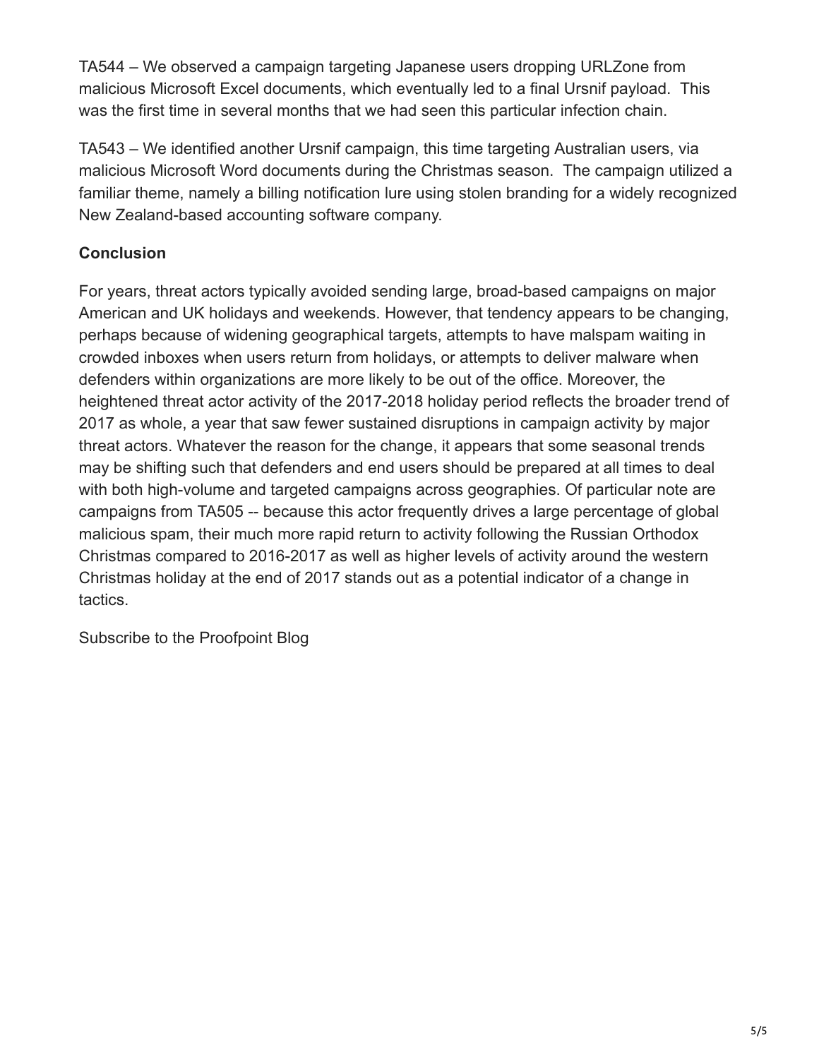TA544 – We observed a campaign targeting Japanese users dropping URLZone from malicious Microsoft Excel documents, which eventually led to a final Ursnif payload. This was the first time in several months that we had seen this particular infection chain.

TA543 – We identified another Ursnif campaign, this time targeting Australian users, via malicious Microsoft Word documents during the Christmas season. The campaign utilized a familiar theme, namely a billing notification lure using stolen branding for a widely recognized New Zealand-based accounting software company.

**Conclusion**

For years, threat actors typically avoided sending large, broad-based campaigns on major American and UK holidays and weekends. However, that tendency appears to be changing, perhaps because of widening geographical targets, attempts to have malspam waiting in crowded inboxes when users return from holidays, or attempts to deliver malware when defenders within organizations are more likely to be out of the office. Moreover, the heightened threat actor activity of the 2017-2018 holiday period reflects the broader trend of 2017 as whole, a year that saw fewer sustained disruptions in campaign activity by major threat actors. Whatever the reason for the change, it appears that some seasonal trends may be shifting such that defenders and end users should be prepared at all times to deal with both high-volume and targeted campaigns across geographies. Of particular note are campaigns from TA505 -- because this actor frequently drives a large percentage of global malicious spam, their much more rapid return to activity following the Russian Orthodox Christmas compared to 2016-2017 as well as higher levels of activity around the western Christmas holiday at the end of 2017 stands out as a potential indicator of a change in tactics.

Subscribe to the Proofpoint Blog